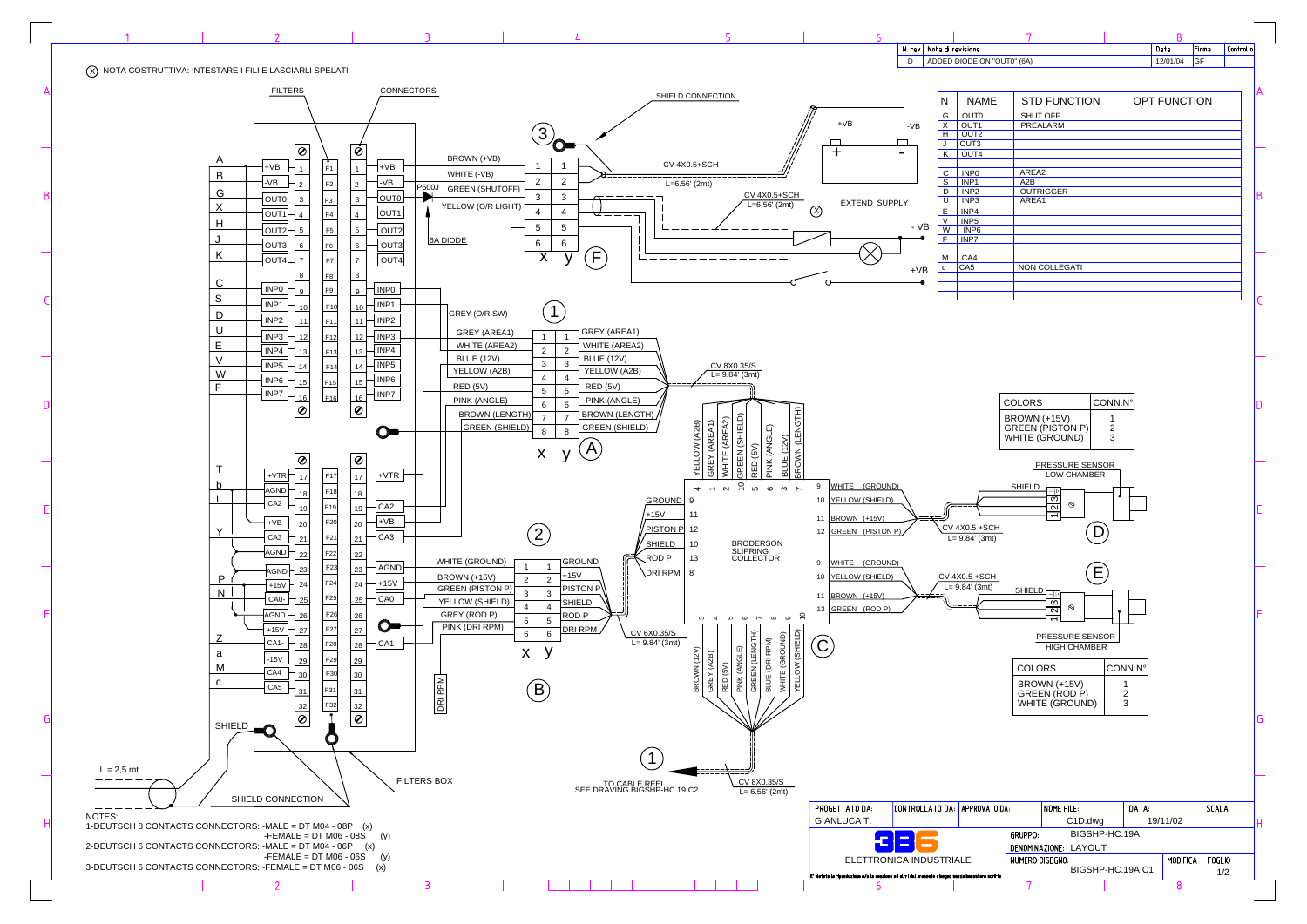Ⓧ NOTA COSTRUTTIVA: INTESTARE I FILI E LASCIARLI SPELATI

| N. rev | Nota di revisione | Data | Firma | Controllo |
|---|---|---|---|---|
| D | ADDED DIODE ON "OUT0" (6A) | 12/01/04 | GF | |

| N | NAME | STD FUNCTION | OPT FUNCTION |
|---|---|---|---|
| G | OUT0 | SHUT OFF | |
| X | OUT1 | PREALARM | |
| H | OUT2 | | |
| J | OUT3 | | |
| K | OUT4 | | |
| | | | |
| C | INP0 | AREA2 | |
| S | INP1 | A2B | |
| D | INP2 | OUTRIGGER | |
| U | INP3 | AREA1 | |
| E | INP4 | | |
| V | INP5 | | |
| W | INP6 | | |
| F | INP7 | | |
| | | | |
| M | CA4 | | |
| c | CA5 | NON COLLEGATI | |

FILTERS — CONNECTORS — FILTERS BOX

SHIELD CONNECTION

Connector 3 (x y, F) — CV 4X0.5+SCH, L=6.56' (2mt):

| Pin | Wire |
|---|---|
| 1 | BROWN (+VB) |
| 2 | WHITE (-VB) |
| 3 | GREEN (SHUTOFF) |
| 4 | YELLOW (O/R LIGHT) |
| 5 | |
| 6 | |

P600J — 6A DIODE — EXTEND SUPPLY (+VB, -VB), CV 4X0.5+SCH L=6.56' (2mt) Ⓧ

Connector 1 (x y, A) — CV 8X0.35/S, L= 9.84' (3mt):

| Pin | Wire |
|---|---|
| 1 | GREY (AREA1) |
| 2 | WHITE (AREA2) |
| 3 | BLUE (12V) |
| 4 | YELLOW (A2B) |
| 5 | RED (5V) |
| 6 | PINK (ANGLE) |
| 7 | BROWN (LENGTH) |
| 8 | GREEN (SHIELD) |

GREY (O/R SW)

Connector 2 (x y, B) — CV 6X0.35/S, L= 9.84' (3mt):

| Pin | Wire | Function |
|---|---|---|
| 1 | WHITE (GROUND) | GROUND |
| 2 | BROWN (+15V) | +15V |
| 3 | GREEN (PISTON P) | PISTON P |
| 4 | YELLOW (SHIELD) | SHIELD |
| 5 | GREY (ROD P) | ROD P |
| 6 | PINK (DRI RPM) | DRI RPM |

DRI RPM

BRODERSON SLIPRING COLLECTOR (C)

| Pin | Wire |
|---|---|
| 4 | YELLOW (A2B) |
| 1 | GREY (AREA1) |
| 2 | WHITE (AREA2) |
| 10 | GREEN (SHIELD) |
| 5 | RED (5V) |
| 6 | PINK (ANGLE) |
| 3 | BLUE (12V) |
| 7 | BROWN (LENGTH) |
| 9 | GROUND |
| 11 | +15V |
| 12 | PISTON P |
| 10 | SHIELD |
| 13 | ROD P |
| 8 | DRI RPM |

Output side: 3 BROWN (12V), 4 GREY (A2B), 5 RED (5V), 6 PINK (ANGLE), 7 GREEN (LENGTH), 8 BLUE (DRI RPM), 9 WHITE (GROUND), 10 YELLOW (SHIELD)

TO CABLE REEL SEE DRAVING BIGSHP-HC.19.C2. (1) — CV 8X0.35/S L= 6.56' (2mt)

Pressure sensor D (LOW CHAMBER) — CV 4X0.5 +SCH, L= 9.84' (3mt): 9 WHITE (GROUND), 10 YELLOW (SHIELD), 11 BROWN (+15V), 12 GREEN (PISTON P)

| COLORS | CONN.N° |
|---|---|
| BROWN (+15V) | 1 |
| GREEN (PISTON P) | 2 |
| WHITE (GROUND) | 3 |

Pressure sensor E (HIGH CHAMBER) — CV 4X0.5 +SCH, L= 9.84' (3mt): 9 WHITE (GROUND), 10 YELLOW (SHIELD), 11 BROWN (+15V), 13 GREEN (ROD P)

| COLORS | CONN.N° |
|---|---|
| BROWN (+15V) | 1 |
| GREEN (ROD P) | 2 |
| WHITE (GROUND) | 3 |

Filters box terminals:

| Wire | Name | Filter | Connector |
|---|---|---|---|
| A | +VB | F1 | 1 +VB |
| B | -VB | F2 | 2 -VB |
| G | OUT0 | F3 | 3 OUT0 |
| X | OUT1 | F4 | 4 OUT1 |
| H | OUT2 | F5 | 5 OUT2 |
| J | OUT3 | F6 | 6 OUT3 |
| K | OUT4 | F7 | 7 OUT4 |
| | | F8 | 8 |
| C | INP0 | F9 | 9 INP0 |
| S | INP1 | F10 | 10 INP1 |
| D | INP2 | F11 | 11 INP2 |
| U | INP3 | F12 | 12 INP3 |
| E | INP4 | F13 | 13 INP4 |
| V | INP5 | F14 | 14 INP5 |
| W | INP6 | F15 | 15 INP6 |
| F | INP7 | F16 | 16 INP7 |
| T | +VTR | F17 | 17 +VTR |
| b | AGND | F18 | 18 |
| L | CA2 | F19 | 19 CA2 |
| | +VB | F20 | 20 +VB |
| Y | CA3 | F21 | 21 CA3 |
| | AGND | F22 | 22 |
| | AGND | F23 | 23 AGND |
| P | +15V | F24 | 24 +15V |
| N | CA0- | F25 | 25 CA0 |
| | AGND | F26 | 26 |
| | +15V | F27 | 27 |
| Z | CA1- | F28 | 28 CA1 |
| a | -15V | F29 | 29 |
| M | CA4 | F30 | 30 |
| c | CA5 | F31 | 31 |
| | | F32 | 32 |

SHIELD — L = 2,5 mt — SHIELD CONNECTION

NOTES:
1-DEUTSCH 8 CONTACTS CONNECTORS: -MALE = DT M04 - 08P (x)
-FEMALE = DT M06 - 08S (y)
2-DEUTSCH 6 CONTACTS CONNECTORS: -MALE = DT M04 - 06P (x)
-FEMALE = DT M06 - 06S (y)
3-DEUTSCH 6 CONTACTS CONNECTORS: -FEMALE = DT M06 - 06S (x)

| PROGETTATO DA: | CONTROLLATO DA: | APPROVATO DA: | NOME FILE: | DATA: | SCALA: |
|---|---|---|---|---|---|
| GIANLUCA T. | | | C1D.dwg | 19/11/02 | |

3B6 ELETTRONICA INDUSTRIALE

GRUPPO: BIGSHP-HC.19A
DENOMINAZIONE: LAYOUT
NUMERO DISEGNO: BIGSHP-HC.19A.C1 — MODIFICA — FOGLIO 1/2

E' vietata la riproduzione e/o la cessione ad altri del presente disegno senza benestare scritto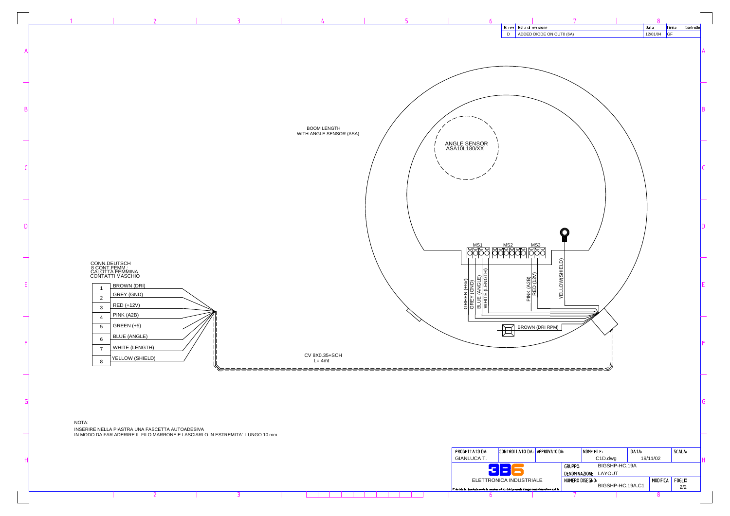| N. rev | Nota di revisione | Data | Firma | Controllo |
|---|---|---|---|---|
| D | ADDED DIODE ON OUT0 (6A) | 12/01/04 | GF | |

BOOM LENGTH
WITH ANGLE SENSOR (ASA)

ANGLE SENSOR
ASA10L180/XX

MS1
MS2
MS3

GREEN (+5V)
GREY (GND)
BLUE (ANGLE)
WHITE (LENGTH)
PINK (A2B)
RED (12V)
YELLOW(SHIELD)

BROWN (DRI RPM)

CONN.DEUTSCH
8 CONT.FEMM.:
CALOTTA FEMMINA
CONTATTI MASCHIO

| | |
|---|---|
| 1 | BROWN (DRI) |
| 2 | GREY (GND) |
| 3 | RED (+12V) |
| 4 | PINK (A2B) |
| 5 | GREEN (+5) |
| 6 | BLUE (ANGLE) |
| 7 | WHITE (LENGTH) |
| 8 | YELLOW (SHIELD) |

CV 8X0.35+SCH
L= 4mt

NOTA:
INSERIRE NELLA PIASTRA UNA FASCETTA AUTOADESIVA
IN MODO DA FAR ADERIRE IL FILO MARRONE E LASCIARLO IN ESTREMITA' LUNGO 10 mm

| PROGETTATO DA: | CONTROLLATO DA: | APPROVATO DA: | NOME FILE: | DATA: | SCALA: |
|---|---|---|---|---|---|
| GIANLUCA T. | | | C1D.dwg | 19/11/02 | |
| 3B6 ELETTRONICA INDUSTRIALE | | | GRUPPO: BIGSHP-HC.19A | | |
| | | | DENOMINAZIONE: LAYOUT | | |
| | | | NUMERO DISEGNO: BIGSHP-HC.19A.C1 | MODIFICA | FOGLIO 2/2 |

E' vietata la riproduzione e/o la cessione ad altri del presente disegno senza benestare scritto